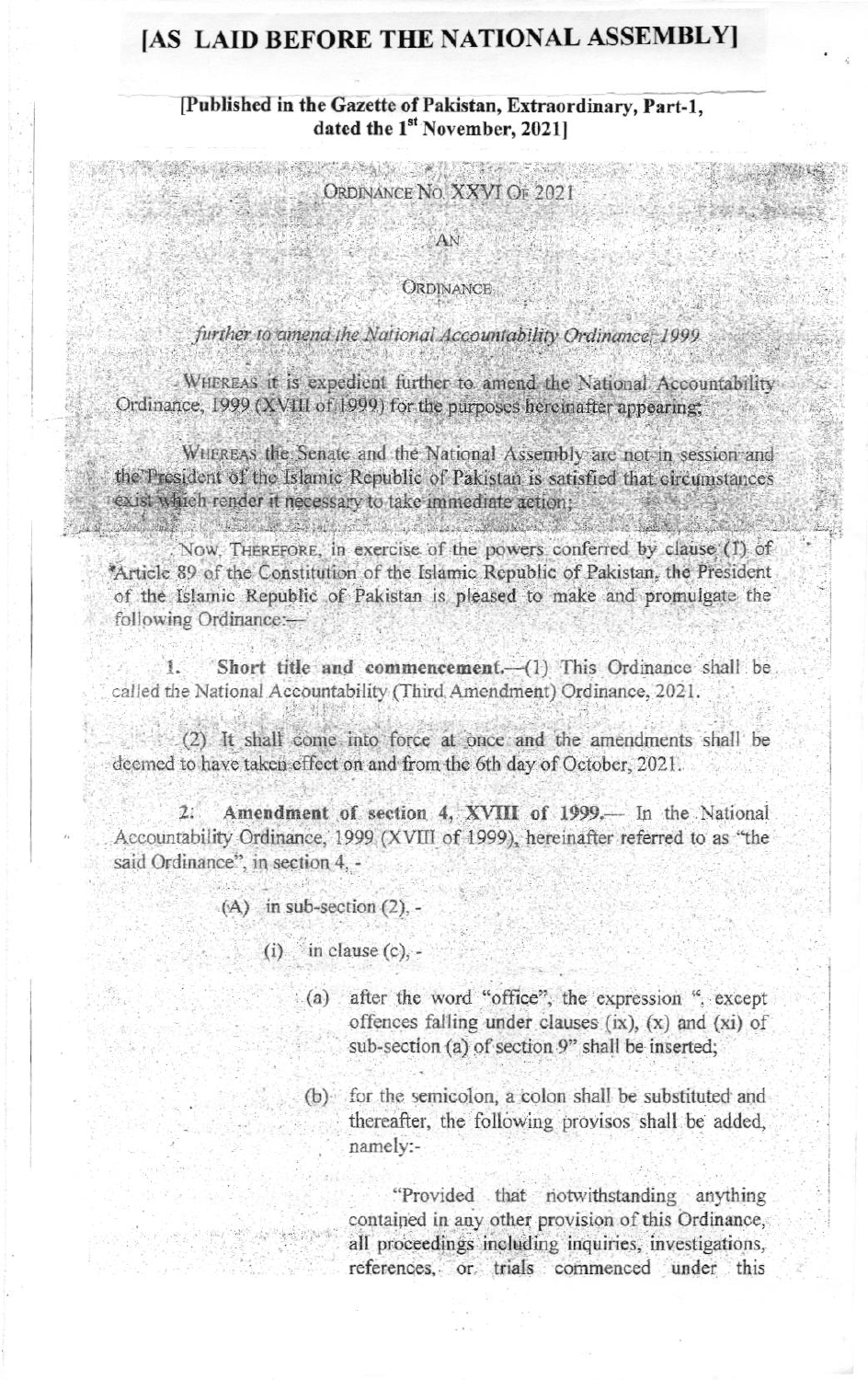# [AS LAID BEFORE THE NATIONAL ASSEMBLY]

**[Published in the Gazette of Pakistan, Extraordinary, Part-1, dated the 1st November, 2021]**

ORDINANCE NO. XXVI OF 2021

AN

ORDINANCE

*further to amend the National Accountability Ordinance, 1999*

WHEREAS it is expedient further to amend the National Accountability Ordinance, 1999 (XVIII of 1999) for the purposes hereinafter appearing;

WHEREAS the Senate and the National Assembly are not in session and the President of the Islamic Republic of Pakistan is satisfied that circumstances exist which render it necessary to take immediate action;

NOW, THEREFORE, in exercise of the powers conferred by clause (1) of Article 89 of the Constitution of the Islamic Republic of Pakistan, the President of the Islamic Republic of Pakistan is pleased to make and promulgate the following Ordinance:—

1. **Short title and commencement.**—(1) This Ordinance shall be called the National Accountability (Third Amendment) Ordinance, 2021.

(2) It shall come into force at once and the amendments shall be deemed to have taken effect on and from the 6th day of October, 2021.

2. **Amendment of section 4, XVIII of 1999.**— In the National Accountability Ordinance, 1999 (XVIII of 1999), hereinafter referred to as "the said Ordinance", in section 4, -

(A) in sub-section (2), -

(i) in clause (c), -

(a) after the word "office", the expression ", except offences falling under clauses (ix), (x) and (xi) of sub-section (a) of section 9" shall be inserted;

(b) for the semicolon, a colon shall be substituted and thereafter, the following provisos shall be added, namely:-

"Provided that notwithstanding anything contained in any other provision of this Ordinance, all proceedings including inquiries, investigations, references, or trials commenced under this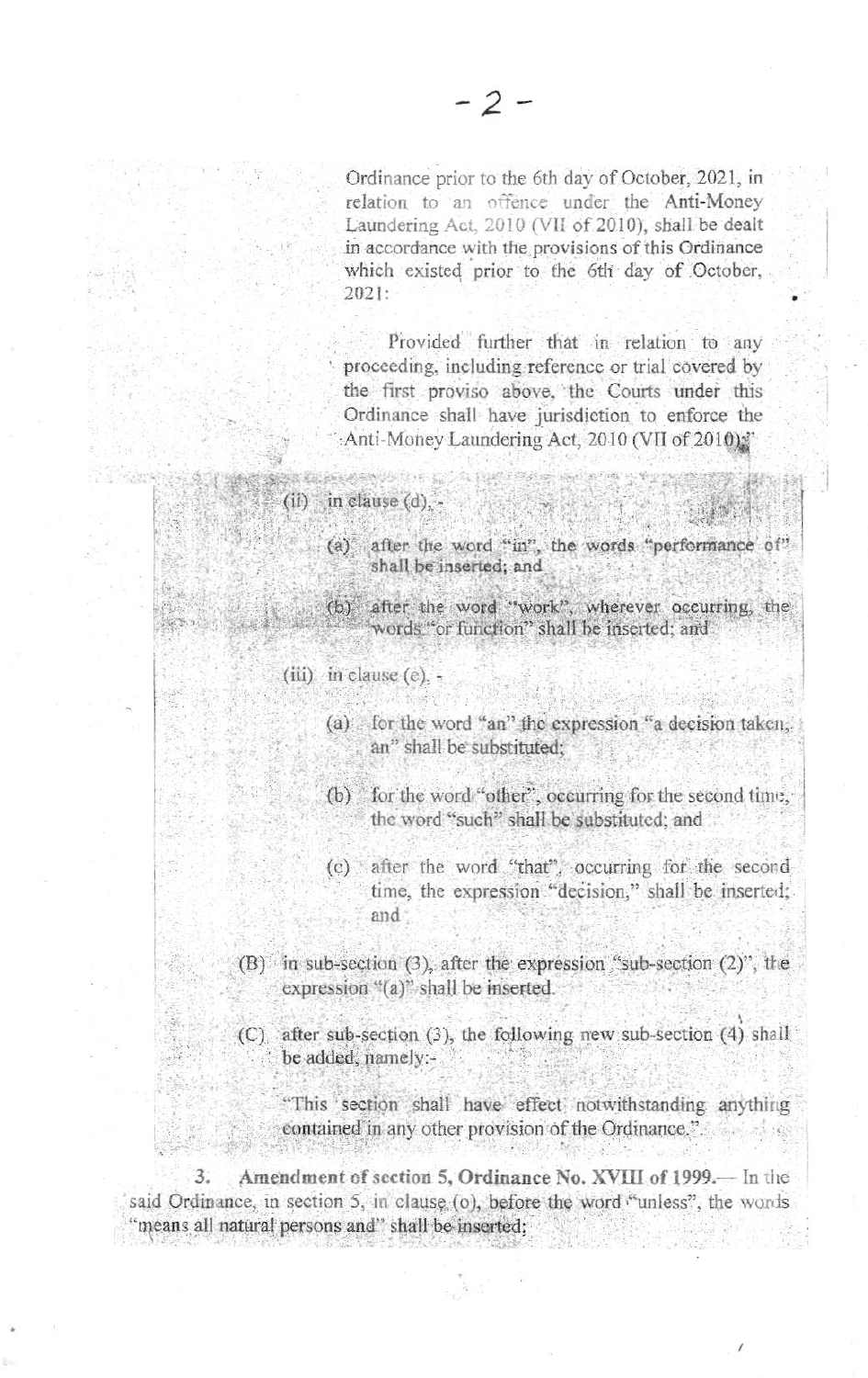Ordinance prior to the 6th day of October, 2021, in relation to an offence under the Anti-Money Laundering Act, 2010 (VII of 2010), shall be dealt in accordance with the provisions of this Ordinance which existed prior to the 6th day of October, 2021:

Provided further that in relation to any proceeding, including reference or trial covered by the first proviso above, the Courts under this Ordinance shall have jurisdiction to enforce the Anti-Money Laundering Act, 2010 (VII of 2010);"

(ii) in clause (d), -

(a) after the word "in", the words "performance of" shall be inserted; and

(b) after the word "work", wherever occurring, the words "or function" shall be inserted; and

(iii) in clause (e), -

(a) for the word "an" the expression "a decision taken, an" shall be substituted;

(b) for the word "other", occurring for the second time, the word "such" shall be substituted; and

(c) after the word "that", occurring for the second time, the expression "decision," shall be inserted; and

(B) in sub-section (3), after the expression "sub-section (2)", the expression "(a)" shall be inserted.

(C) after sub-section (3), the following new sub-section (4) shall be added, namely:-

"This section shall have effect notwithstanding anything contained in any other provision of the Ordinance."

3. **Amendment of section 5, Ordinance No. XVIII of 1999.**— In the said Ordinance, in section 5, in clause (o), before the word "unless", the words "means all natural persons and" shall be inserted;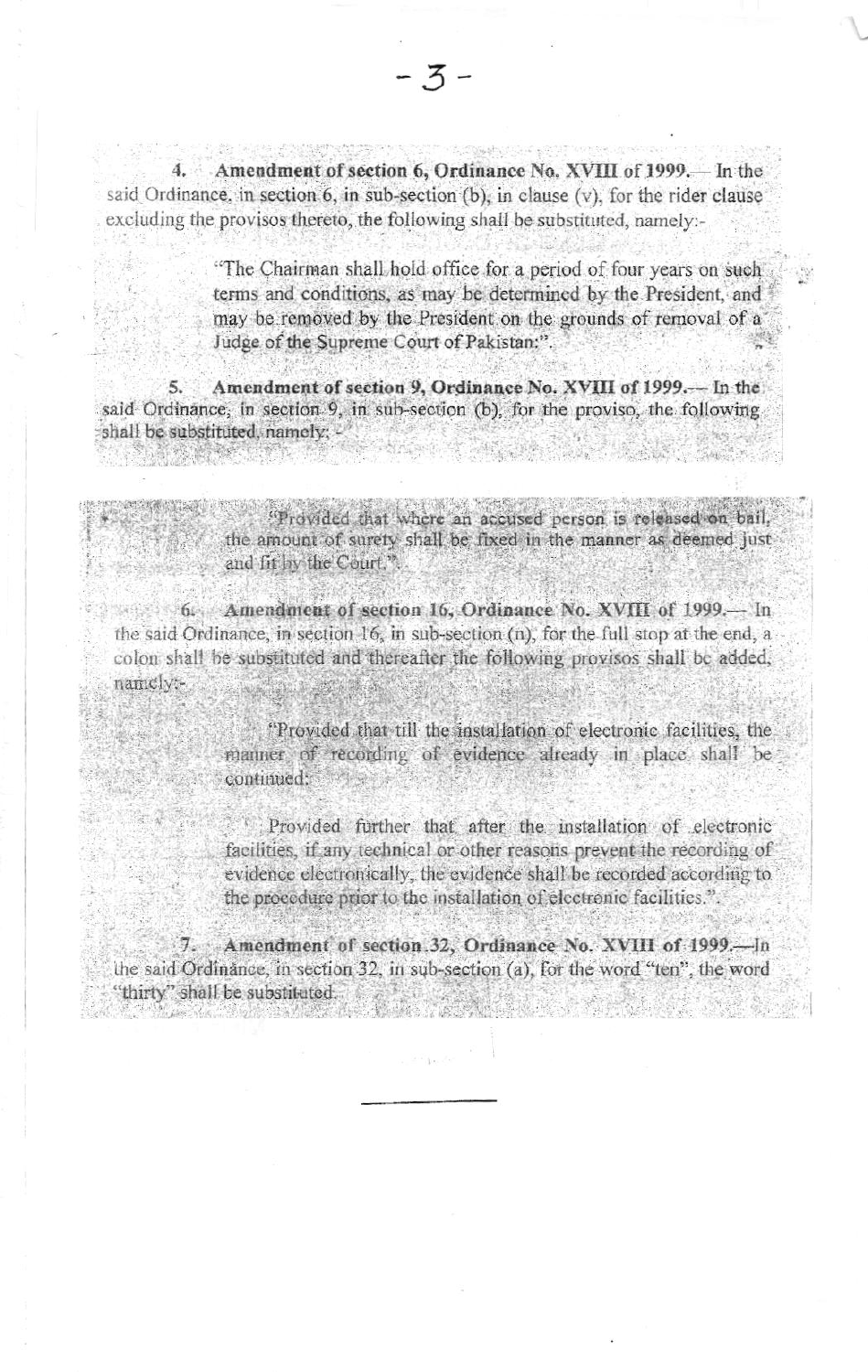**4. Amendment of section 6, Ordinance No. XVIII of 1999.**— In the said Ordinance, in section 6, in sub-section (b), in clause (v), for the rider clause excluding the provisos thereto, the following shall be substituted, namely:-

> "The Chairman shall hold office for a period of four years on such terms and conditions, as may be determined by the President, and may be removed by the President on the grounds of removal of a Judge of the Supreme Court of Pakistan:".

**5. Amendment of section 9, Ordinance No. XVIII of 1999.**— In the said Ordinance, in section 9, in sub-section (b), for the proviso, the following shall be substituted, namely: -

> "Provided that where an accused person is released on bail, the amount of surety shall be fixed in the manner as deemed just and fit by the Court.".

**6. Amendment of section 16, Ordinance No. XVIII of 1999.**— In the said Ordinance, in section 16, in sub-section (n), for the full stop at the end, a colon shall be substituted and thereafter the following provisos shall be added, namely:-

> "Provided that till the installation of electronic facilities, the manner of recording of evidence already in place shall be continued:
>
> Provided further that after the installation of electronic facilities, if any technical or other reasons prevent the recording of evidence electronically, the evidence shall be recorded according to the procedure prior to the installation of electronic facilities.".

**7. Amendment of section 32, Ordinance No. XVIII of 1999.**—In the said Ordinance, in section 32, in sub-section (a), for the word "ten", the word "thirty" shall be substituted.

---